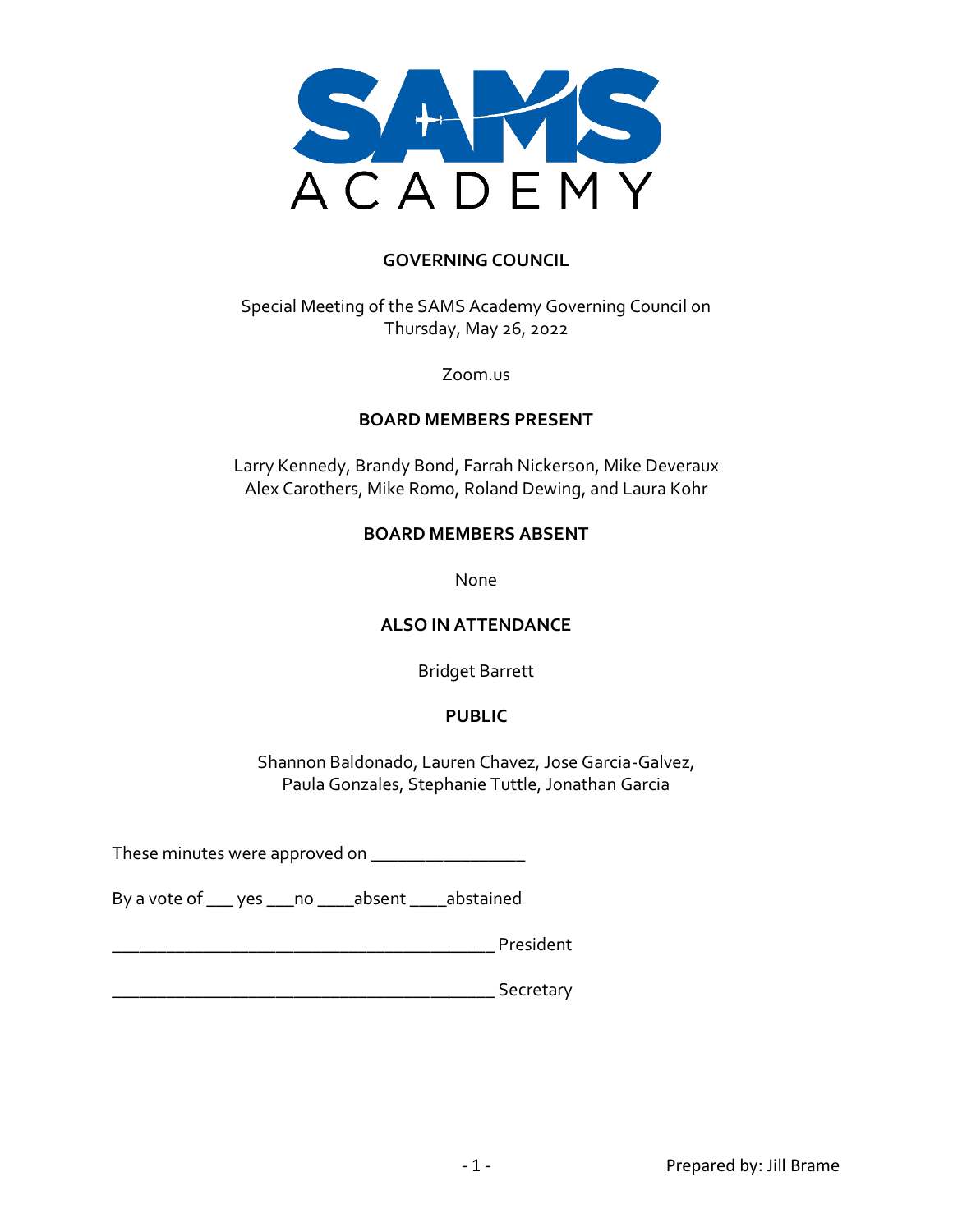# GOVERNING COUNCIL

Special Meeting of the SAMS Academy Governing Council on Thursday, May 26, 2022

Zoom.us

## BOARD MEMBERS PRESENT

Larry Kennedy, Brandy Bond, Farrah Nickerson, Mike Deveraux
Alex Carothers, Mike Romo, Roland Dewing, and Laura Kohr

## BOARD MEMBERS ABSENT

None

## ALSO IN ATTENDANCE

Bridget Barrett

## PUBLIC

Shannon Baldonado, Lauren Chavez, Jose Garcia-Galvez,
Paula Gonzales, Stephanie Tuttle, Jonathan Garcia

These minutes were approved on _________________

By a vote of ___ yes ___no ____absent ____abstained

__________________________________________ President

__________________________________________ Secretary

Prepared by: Jill Brame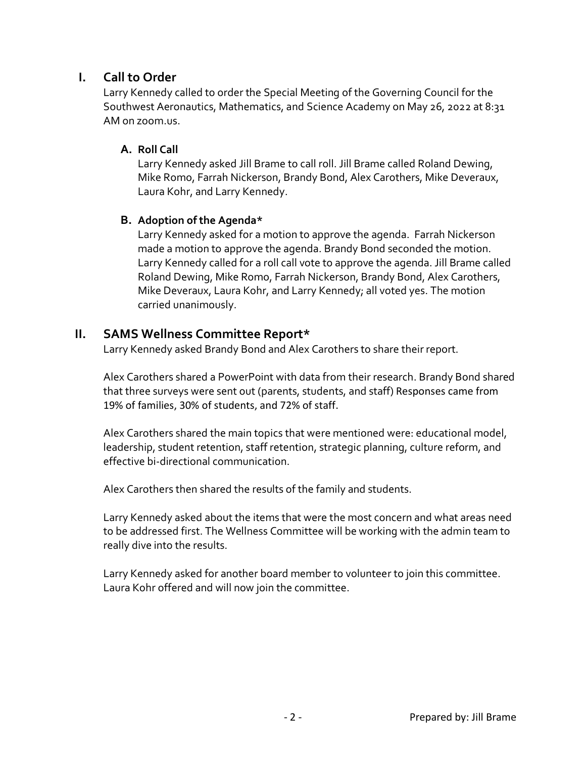## I. Call to Order

Larry Kennedy called to order the Special Meeting of the Governing Council for the Southwest Aeronautics, Mathematics, and Science Academy on May 26, 2022 at 8:31 AM on zoom.us.

### A. Roll Call

Larry Kennedy asked Jill Brame to call roll. Jill Brame called Roland Dewing, Mike Romo, Farrah Nickerson, Brandy Bond, Alex Carothers, Mike Deveraux, Laura Kohr, and Larry Kennedy.

### B. Adoption of the Agenda*

Larry Kennedy asked for a motion to approve the agenda. Farrah Nickerson made a motion to approve the agenda. Brandy Bond seconded the motion. Larry Kennedy called for a roll call vote to approve the agenda. Jill Brame called Roland Dewing, Mike Romo, Farrah Nickerson, Brandy Bond, Alex Carothers, Mike Deveraux, Laura Kohr, and Larry Kennedy; all voted yes. The motion carried unanimously.

## II. SAMS Wellness Committee Report*

Larry Kennedy asked Brandy Bond and Alex Carothers to share their report.

Alex Carothers shared a PowerPoint with data from their research. Brandy Bond shared that three surveys were sent out (parents, students, and staff) Responses came from 19% of families, 30% of students, and 72% of staff.

Alex Carothers shared the main topics that were mentioned were: educational model, leadership, student retention, staff retention, strategic planning, culture reform, and effective bi-directional communication.

Alex Carothers then shared the results of the family and students.

Larry Kennedy asked about the items that were the most concern and what areas need to be addressed first. The Wellness Committee will be working with the admin team to really dive into the results.

Larry Kennedy asked for another board member to volunteer to join this committee. Laura Kohr offered and will now join the committee.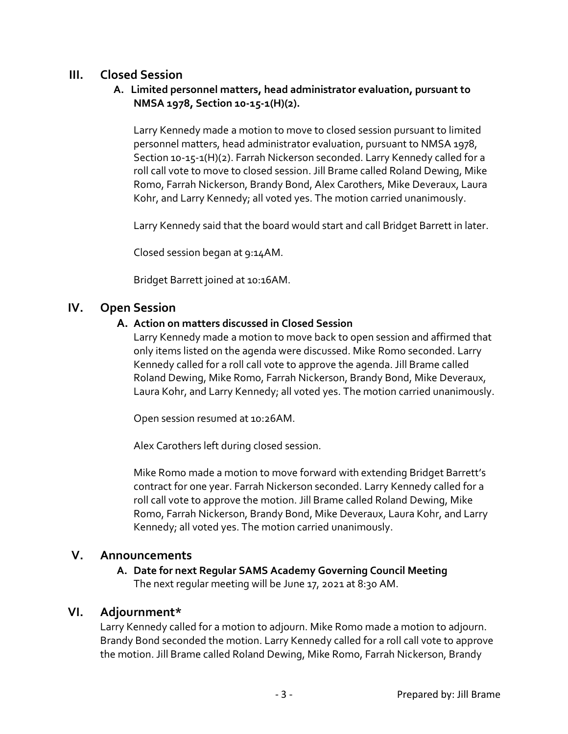## III. Closed Session

### A. Limited personnel matters, head administrator evaluation, pursuant to NMSA 1978, Section 10-15-1(H)(2).

Larry Kennedy made a motion to move to closed session pursuant to limited personnel matters, head administrator evaluation, pursuant to NMSA 1978, Section 10-15-1(H)(2). Farrah Nickerson seconded. Larry Kennedy called for a roll call vote to move to closed session. Jill Brame called Roland Dewing, Mike Romo, Farrah Nickerson, Brandy Bond, Alex Carothers, Mike Deveraux, Laura Kohr, and Larry Kennedy; all voted yes. The motion carried unanimously.

Larry Kennedy said that the board would start and call Bridget Barrett in later.

Closed session began at 9:14AM.

Bridget Barrett joined at 10:16AM.

## IV. Open Session

### A. Action on matters discussed in Closed Session

Larry Kennedy made a motion to move back to open session and affirmed that only items listed on the agenda were discussed. Mike Romo seconded. Larry Kennedy called for a roll call vote to approve the agenda. Jill Brame called Roland Dewing, Mike Romo, Farrah Nickerson, Brandy Bond, Mike Deveraux, Laura Kohr, and Larry Kennedy; all voted yes. The motion carried unanimously.

Open session resumed at 10:26AM.

Alex Carothers left during closed session.

Mike Romo made a motion to move forward with extending Bridget Barrett's contract for one year. Farrah Nickerson seconded. Larry Kennedy called for a roll call vote to approve the motion. Jill Brame called Roland Dewing, Mike Romo, Farrah Nickerson, Brandy Bond, Mike Deveraux, Laura Kohr, and Larry Kennedy; all voted yes. The motion carried unanimously.

## V. Announcements

### A. Date for next Regular SAMS Academy Governing Council Meeting

The next regular meeting will be June 17, 2021 at 8:30 AM.

## VI. Adjournment*

Larry Kennedy called for a motion to adjourn. Mike Romo made a motion to adjourn. Brandy Bond seconded the motion. Larry Kennedy called for a roll call vote to approve the motion. Jill Brame called Roland Dewing, Mike Romo, Farrah Nickerson, Brandy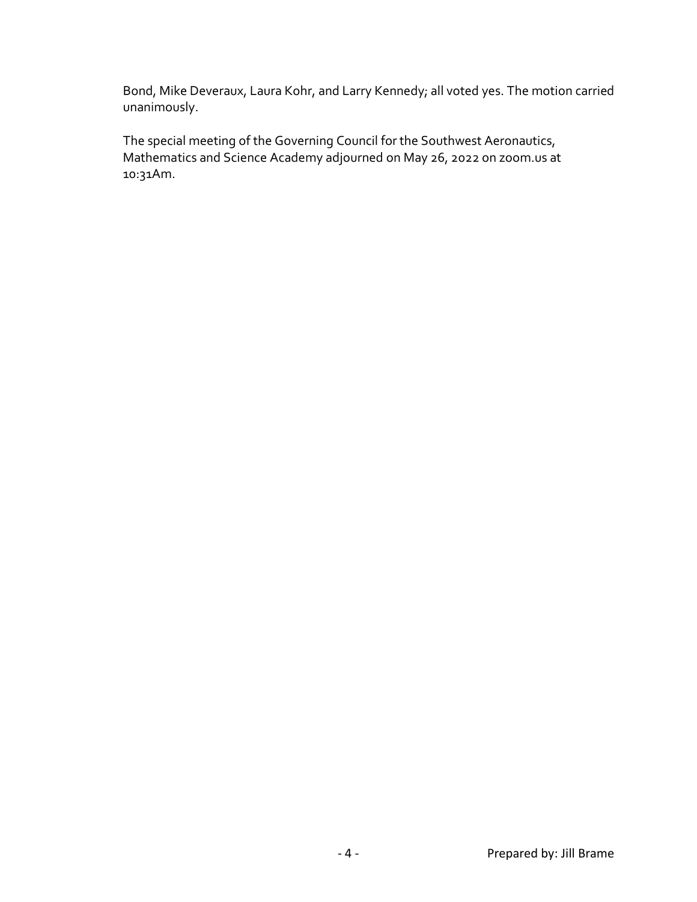Bond, Mike Deveraux, Laura Kohr, and Larry Kennedy; all voted yes. The motion carried unanimously.

The special meeting of the Governing Council for the Southwest Aeronautics, Mathematics and Science Academy adjourned on May 26, 2022 on zoom.us at 10:31Am.

Prepared by: Jill Brame